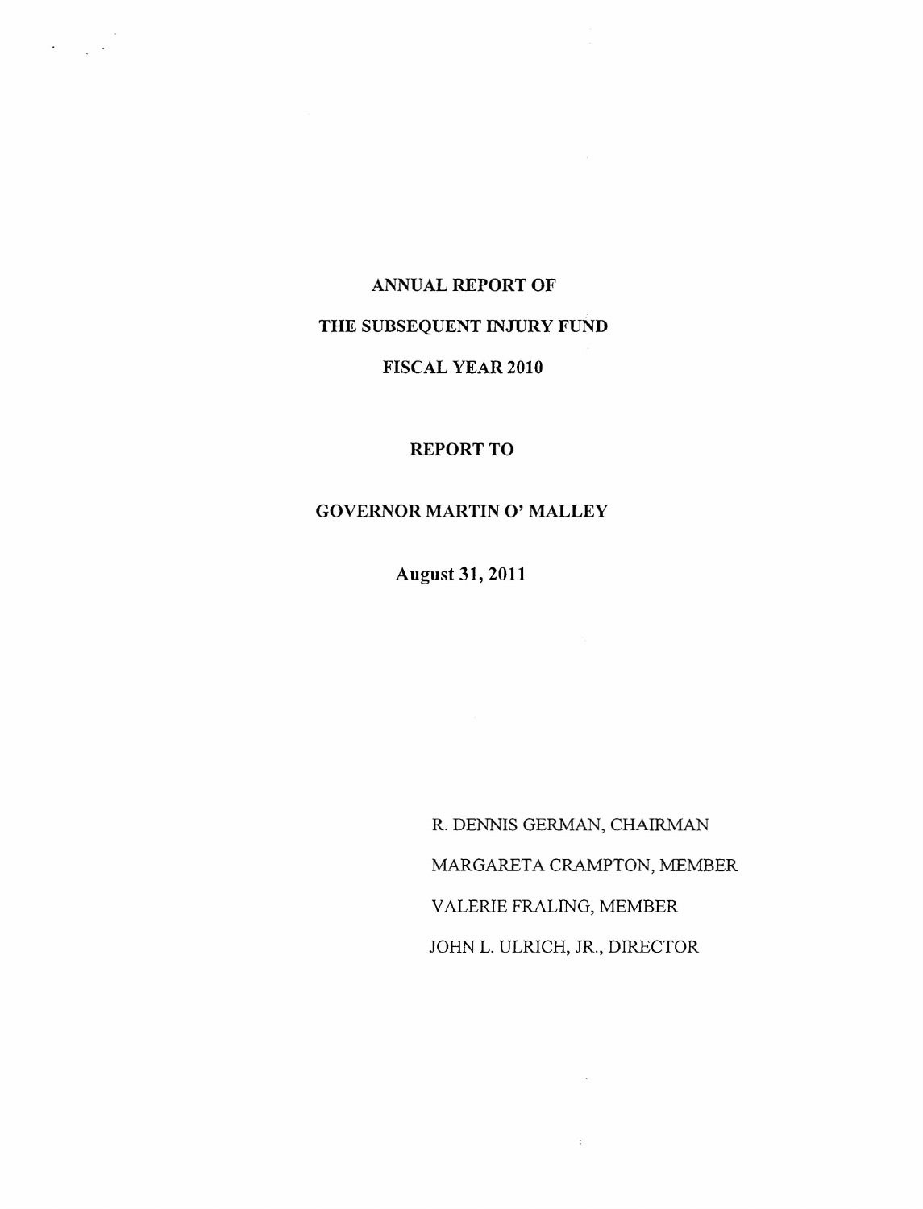# ANNUAL REPORT OF

# THE SUBSEQUENT INJURY FUND

# FISCAL YEAR 2010

## REPORT TO

## GOVERNOR MARTIN O' MALLEY

**August 31, 2011**

R. DENNIS GERMAN, CHAIRMAN

MARGARETA CRAMPTON, MEMBER

VALERIE FRALING, MEMBER

JOHN L. ULRICH, JR., DIRECTOR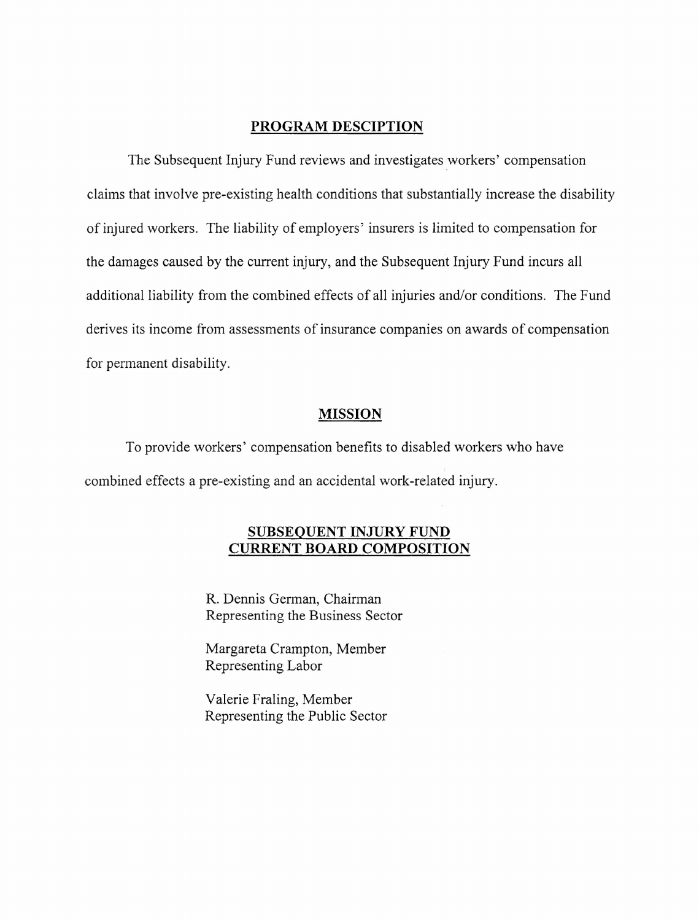## PROGRAM DESCIPTION

The Subsequent Injury Fund reviews and investigates workers' compensation claims that involve pre-existing health conditions that substantially increase the disability of injured workers. The liability of employers' insurers is limited to compensation for the damages caused by the current injury, and the Subsequent Injury Fund incurs all additional liability from the combined effects of all injuries and/or conditions. The Fund derives its income from assessments of insurance companies on awards of compensation for permanent disability.

## MISSION

To provide workers' compensation benefits to disabled workers who have combined effects a pre-existing and an accidental work-related injury.

## SUBSEQUENT INJURY FUND CURRENT BOARD COMPOSITION

R. Dennis German, Chairman
Representing the Business Sector

Margareta Crampton, Member
Representing Labor

Valerie Fraling, Member
Representing the Public Sector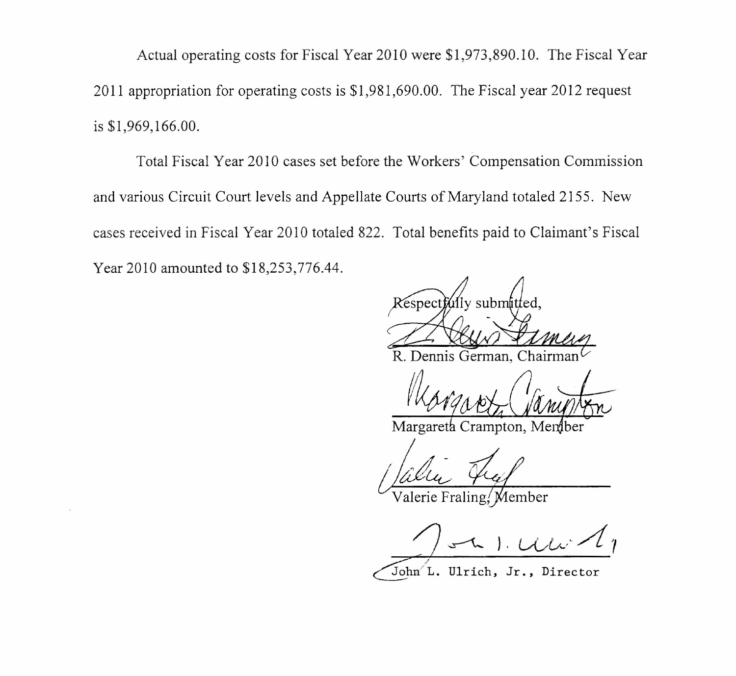Actual operating costs for Fiscal Year 2010 were $1,973,890.10. The Fiscal Year 2011 appropriation for operating costs is $1,981,690.00. The Fiscal year 2012 request is $1,969,166.00.

Total Fiscal Year 2010 cases set before the Workers' Compensation Commission and various Circuit Court levels and Appellate Courts of Maryland totaled 2155. New cases received in Fiscal Year 2010 totaled 822. Total benefits paid to Claimant's Fiscal Year 2010 amounted to $18,253,776.44.

Respectfully submitted,

R. Dennis German, Chairman

Margareta Crampton, Member

Valerie Fraling, Member

John L. Ulrich, Jr., Director